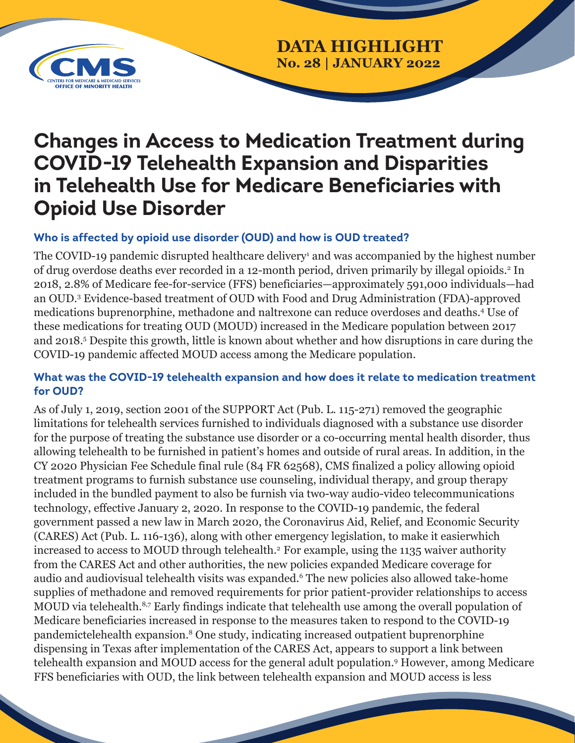DATA HIGHLIGHT
No. 28 | JANUARY 2022

# Changes in Access to Medication Treatment during COVID-19 Telehealth Expansion and Disparities in Telehealth Use for Medicare Beneficiaries with Opioid Use Disorder

### Who is affected by opioid use disorder (OUD) and how is OUD treated?

The COVID-19 pandemic disrupted healthcare delivery[1] and was accompanied by the highest number of drug overdose deaths ever recorded in a 12-month period, driven primarily by illegal opioids.[2] In 2018, 2.8% of Medicare fee-for-service (FFS) beneficiaries—approximately 591,000 individuals—had an OUD.[3] Evidence-based treatment of OUD with Food and Drug Administration (FDA)-approved medications buprenorphine, methadone and naltrexone can reduce overdoses and deaths.[4] Use of these medications for treating OUD (MOUD) increased in the Medicare population between 2017 and 2018.[5] Despite this growth, little is known about whether and how disruptions in care during the COVID-19 pandemic affected MOUD access among the Medicare population.

### What was the COVID-19 telehealth expansion and how does it relate to medication treatment for OUD?

As of July 1, 2019, section 2001 of the SUPPORT Act (Pub. L. 115-271) removed the geographic limitations for telehealth services furnished to individuals diagnosed with a substance use disorder for the purpose of treating the substance use disorder or a co-occurring mental health disorder, thus allowing telehealth to be furnished in patient's homes and outside of rural areas. In addition, in the CY 2020 Physician Fee Schedule final rule (84 FR 62568), CMS finalized a policy allowing opioid treatment programs to furnish substance use counseling, individual therapy, and group therapy included in the bundled payment to also be furnish via two-way audio-video telecommunications technology, effective January 2, 2020. In response to the COVID-19 pandemic, the federal government passed a new law in March 2020, the Coronavirus Aid, Relief, and Economic Security (CARES) Act (Pub. L. 116-136), along with other emergency legislation, to make it easierwhich increased to access to MOUD through telehealth.[2] For example, using the 1135 waiver authority from the CARES Act and other authorities, the new policies expanded Medicare coverage for audio and audiovisual telehealth visits was expanded.[6] The new policies also allowed take-home supplies of methadone and removed requirements for prior patient-provider relationships to access MOUD via telehealth.[8,7] Early findings indicate that telehealth use among the overall population of Medicare beneficiaries increased in response to the measures taken to respond to the COVID-19 pandemictelehealth expansion.[8] One study, indicating increased outpatient buprenorphine dispensing in Texas after implementation of the CARES Act, appears to support a link between telehealth expansion and MOUD access for the general adult population.[9] However, among Medicare FFS beneficiaries with OUD, the link between telehealth expansion and MOUD access is less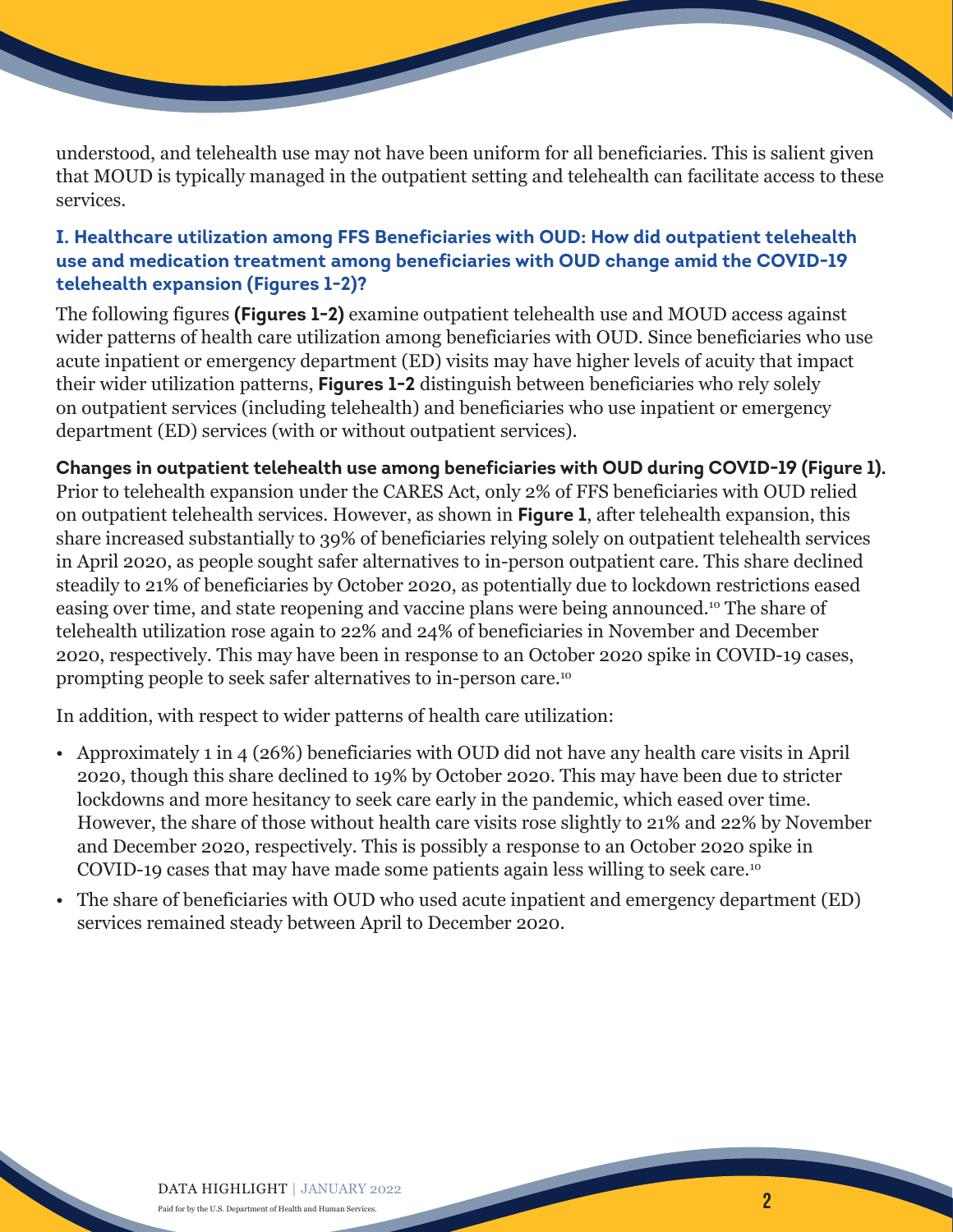understood, and telehealth use may not have been uniform for all beneficiaries. This is salient given that MOUD is typically managed in the outpatient setting and telehealth can facilitate access to these services.

### I. Healthcare utilization among FFS Beneficiaries with OUD: How did outpatient telehealth use and medication treatment among beneficiaries with OUD change amid the COVID-19 telehealth expansion (Figures 1-2)?

The following figures **(Figures 1-2)** examine outpatient telehealth use and MOUD access against wider patterns of health care utilization among beneficiaries with OUD. Since beneficiaries who use acute inpatient or emergency department (ED) visits may have higher levels of acuity that impact their wider utilization patterns, **Figures 1-2** distinguish between beneficiaries who rely solely on outpatient services (including telehealth) and beneficiaries who use inpatient or emergency department (ED) services (with or without outpatient services).

**Changes in outpatient telehealth use among beneficiaries with OUD during COVID-19 (Figure 1).** Prior to telehealth expansion under the CARES Act, only 2% of FFS beneficiaries with OUD relied on outpatient telehealth services. However, as shown in **Figure 1**, after telehealth expansion, this share increased substantially to 39% of beneficiaries relying solely on outpatient telehealth services in April 2020, as people sought safer alternatives to in-person outpatient care. This share declined steadily to 21% of beneficiaries by October 2020, as potentially due to lockdown restrictions eased easing over time, and state reopening and vaccine plans were being announced.[10] The share of telehealth utilization rose again to 22% and 24% of beneficiaries in November and December 2020, respectively. This may have been in response to an October 2020 spike in COVID-19 cases, prompting people to seek safer alternatives to in-person care.[10]

In addition, with respect to wider patterns of health care utilization:

- Approximately 1 in 4 (26%) beneficiaries with OUD did not have any health care visits in April 2020, though this share declined to 19% by October 2020. This may have been due to stricter lockdowns and more hesitancy to seek care early in the pandemic, which eased over time. However, the share of those without health care visits rose slightly to 21% and 22% by November and December 2020, respectively. This is possibly a response to an October 2020 spike in COVID-19 cases that may have made some patients again less willing to seek care.[10]
- The share of beneficiaries with OUD who used acute inpatient and emergency department (ED) services remained steady between April to December 2020.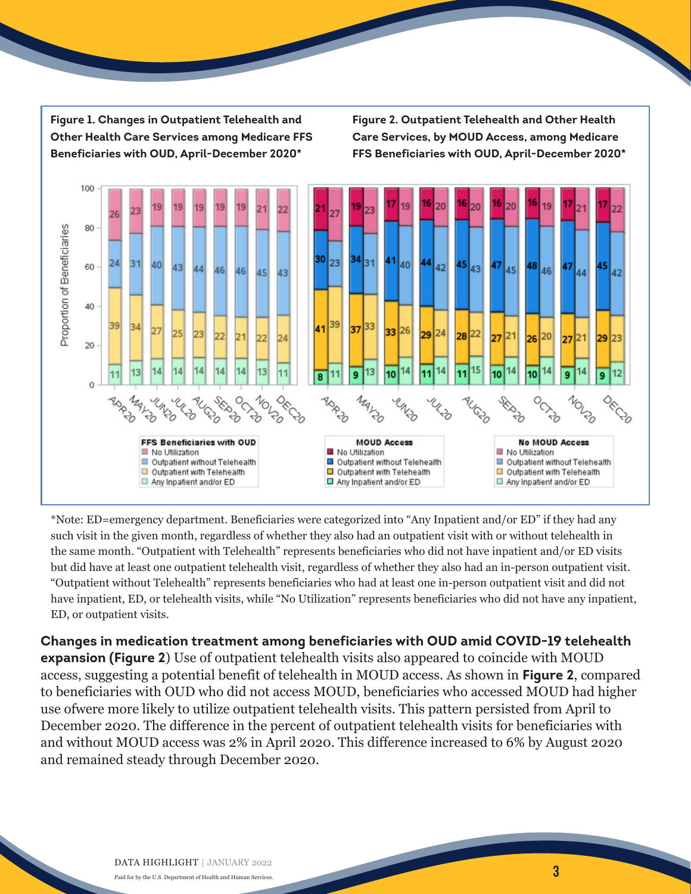**Figure 1. Changes in Outpatient Telehealth and Other Health Care Services among Medicare FFS Beneficiaries with OUD, April-December 2020***

| FFS Beneficiaries with OUD | APR20 | MAY20 | JUN20 | JUL20 | AUG20 | SEP20 | OCT20 | NOV20 | DEC20 |
|---|---|---|---|---|---|---|---|---|---|
| No Utilization | 26 | 23 | 19 | 19 | 19 | 19 | 19 | 21 | 22 |
| Outpatient without Telehealth | 24 | 31 | 40 | 43 | 44 | 46 | 46 | 45 | 43 |
| Outpatient with Telehealth | 39 | 34 | 27 | 25 | 23 | 22 | 21 | 22 | 24 |
| Any Inpatient and/or ED | 11 | 13 | 14 | 14 | 14 | 14 | 14 | 13 | 11 |

**Figure 2. Outpatient Telehealth and Other Health Care Services, by MOUD Access, among Medicare FFS Beneficiaries with OUD, April-December 2020***

| | APR20 | | MAY20 | | JUN20 | | JUL20 | | AUG20 | | SEP20 | | OCT20 | | NOV20 | | DEC20 | |
|---|---|---|---|---|---|---|---|---|---|---|---|---|---|---|---|---|---|---|
| | MOUD Access | No MOUD Access | MOUD Access | No MOUD Access | MOUD Access | No MOUD Access | MOUD Access | No MOUD Access | MOUD Access | No MOUD Access | MOUD Access | No MOUD Access | MOUD Access | No MOUD Access | MOUD Access | No MOUD Access | MOUD Access | No MOUD Access |
| No Utilization | 21 | 27 | 19 | 23 | 17 | 19 | 16 | 20 | 16 | 20 | 16 | 20 | 16 | 19 | 17 | 21 | 17 | 22 |
| Outpatient without Telehealth | 30 | 23 | 34 | 31 | 41 | 40 | 44 | 42 | 45 | 43 | 47 | 45 | 48 | 46 | 47 | 44 | 45 | 42 |
| Outpatient with Telehealth | 41 | 39 | 37 | 33 | 33 | 26 | 29 | 24 | 28 | 22 | 27 | 21 | 26 | 20 | 27 | 21 | 29 | 23 |
| Any Inpatient and/or ED | 8 | 11 | 9 | 13 | 10 | 14 | 11 | 14 | 11 | 15 | 10 | 14 | 10 | 14 | 9 | 14 | 9 | 12 |

*Note: ED=emergency department. Beneficiaries were categorized into "Any Inpatient and/or ED" if they had any such visit in the given month, regardless of whether they also had an outpatient visit with or without telehealth in the same month. "Outpatient with Telehealth" represents beneficiaries who did not have inpatient and/or ED visits but did have at least one outpatient telehealth visit, regardless of whether they also had an in-person outpatient visit. "Outpatient without Telehealth" represents beneficiaries who had at least one in-person outpatient visit and did not have inpatient, ED, or telehealth visits, while "No Utilization" represents beneficiaries who did not have any inpatient, ED, or outpatient visits.

**Changes in medication treatment among beneficiaries with OUD amid COVID-19 telehealth expansion (Figure 2**) Use of outpatient telehealth visits also appeared to coincide with MOUD access, suggesting a potential benefit of telehealth in MOUD access. As shown in **Figure 2**, compared to beneficiaries with OUD who did not access MOUD, beneficiaries who accessed MOUD had higher use ofwere more likely to utilize outpatient telehealth visits. This pattern persisted from April to December 2020. The difference in the percent of outpatient telehealth visits for beneficiaries with and without MOUD access was 2% in April 2020. This difference increased to 6% by August 2020 and remained steady through December 2020.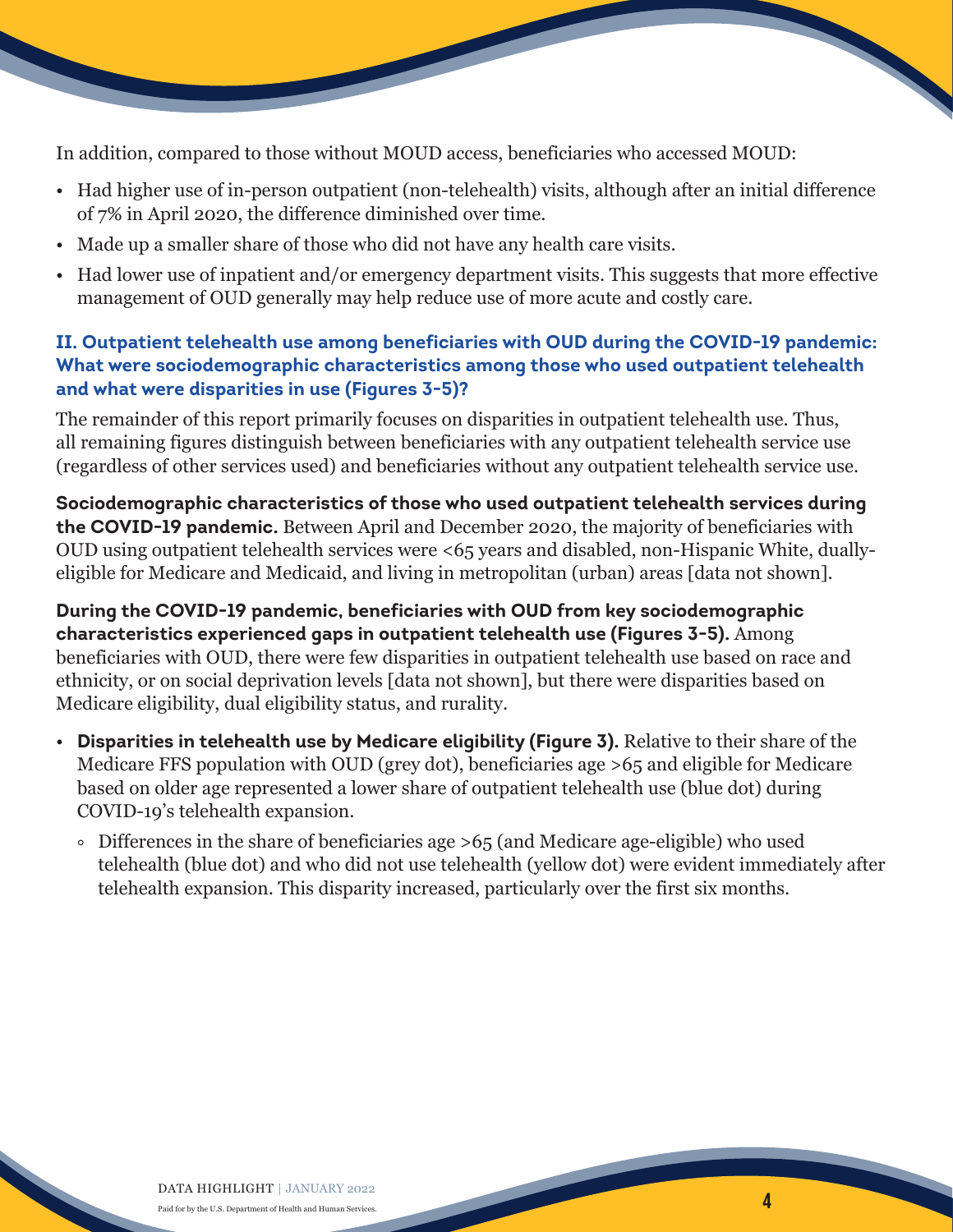In addition, compared to those without MOUD access, beneficiaries who accessed MOUD:

- Had higher use of in-person outpatient (non-telehealth) visits, although after an initial difference of 7% in April 2020, the difference diminished over time.
- Made up a smaller share of those who did not have any health care visits.
- Had lower use of inpatient and/or emergency department visits. This suggests that more effective management of OUD generally may help reduce use of more acute and costly care.

### II. Outpatient telehealth use among beneficiaries with OUD during the COVID-19 pandemic: What were sociodemographic characteristics among those who used outpatient telehealth and what were disparities in use (Figures 3-5)?

The remainder of this report primarily focuses on disparities in outpatient telehealth use. Thus, all remaining figures distinguish between beneficiaries with any outpatient telehealth service use (regardless of other services used) and beneficiaries without any outpatient telehealth service use.

**Sociodemographic characteristics of those who used outpatient telehealth services during the COVID-19 pandemic.** Between April and December 2020, the majority of beneficiaries with OUD using outpatient telehealth services were <65 years and disabled, non-Hispanic White, dually-eligible for Medicare and Medicaid, and living in metropolitan (urban) areas [data not shown].

**During the COVID-19 pandemic, beneficiaries with OUD from key sociodemographic characteristics experienced gaps in outpatient telehealth use (Figures 3-5).** Among beneficiaries with OUD, there were few disparities in outpatient telehealth use based on race and ethnicity, or on social deprivation levels [data not shown], but there were disparities based on Medicare eligibility, dual eligibility status, and rurality.

- **Disparities in telehealth use by Medicare eligibility (Figure 3).** Relative to their share of the Medicare FFS population with OUD (grey dot), beneficiaries age >65 and eligible for Medicare based on older age represented a lower share of outpatient telehealth use (blue dot) during COVID-19's telehealth expansion.
  - Differences in the share of beneficiaries age >65 (and Medicare age-eligible) who used telehealth (blue dot) and who did not use telehealth (yellow dot) were evident immediately after telehealth expansion. This disparity increased, particularly over the first six months.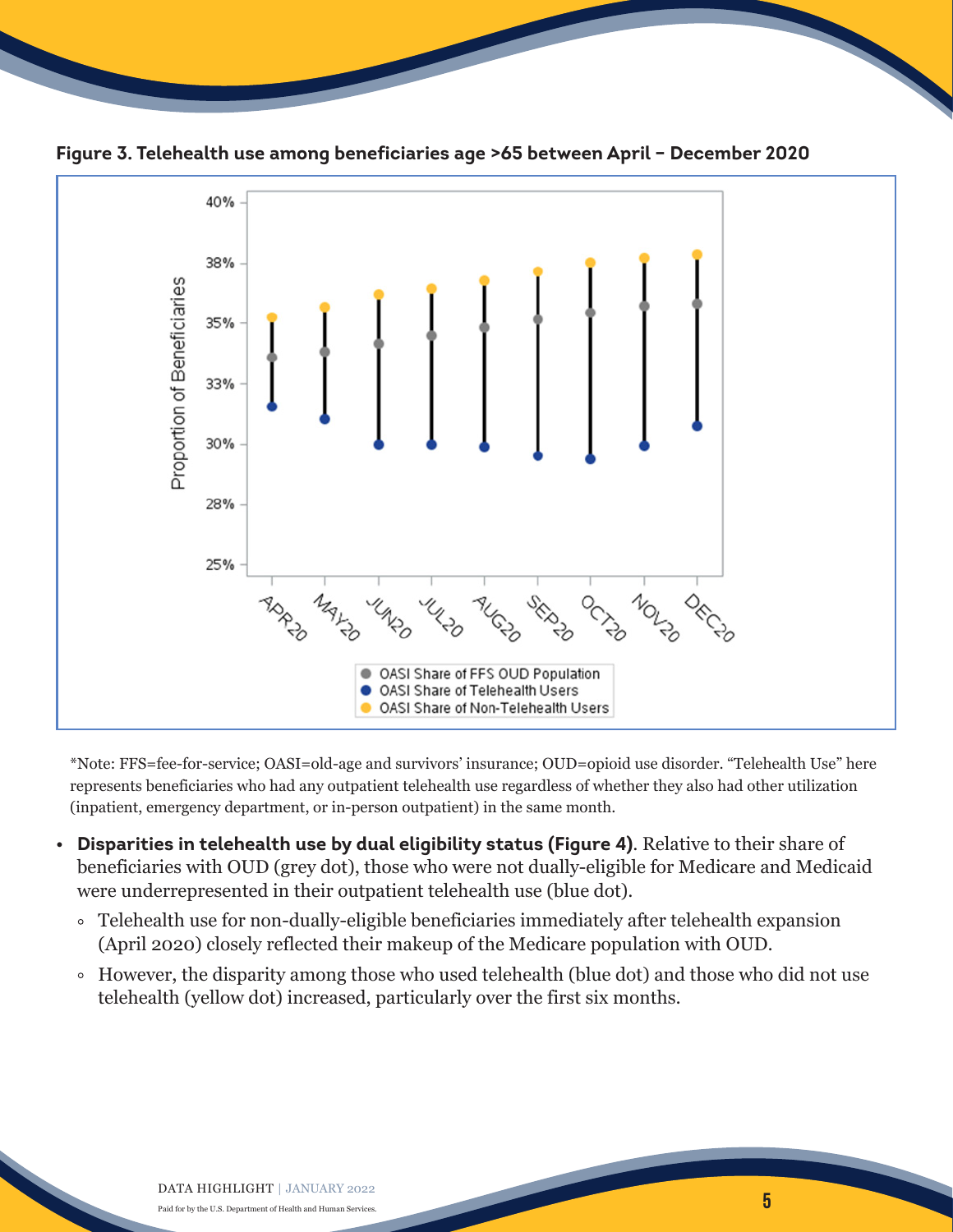**Figure 3. Telehealth use among beneficiaries age >65 between April – December 2020**

*Note: FFS=fee-for-service; OASI=old-age and survivors' insurance; OUD=opioid use disorder. "Telehealth Use" here represents beneficiaries who had any outpatient telehealth use regardless of whether they also had other utilization (inpatient, emergency department, or in-person outpatient) in the same month.

- **Disparities in telehealth use by dual eligibility status (Figure 4)**. Relative to their share of beneficiaries with OUD (grey dot), those who were not dually-eligible for Medicare and Medicaid were underrepresented in their outpatient telehealth use (blue dot).
  - Telehealth use for non-dually-eligible beneficiaries immediately after telehealth expansion (April 2020) closely reflected their makeup of the Medicare population with OUD.
  - However, the disparity among those who used telehealth (blue dot) and those who did not use telehealth (yellow dot) increased, particularly over the first six months.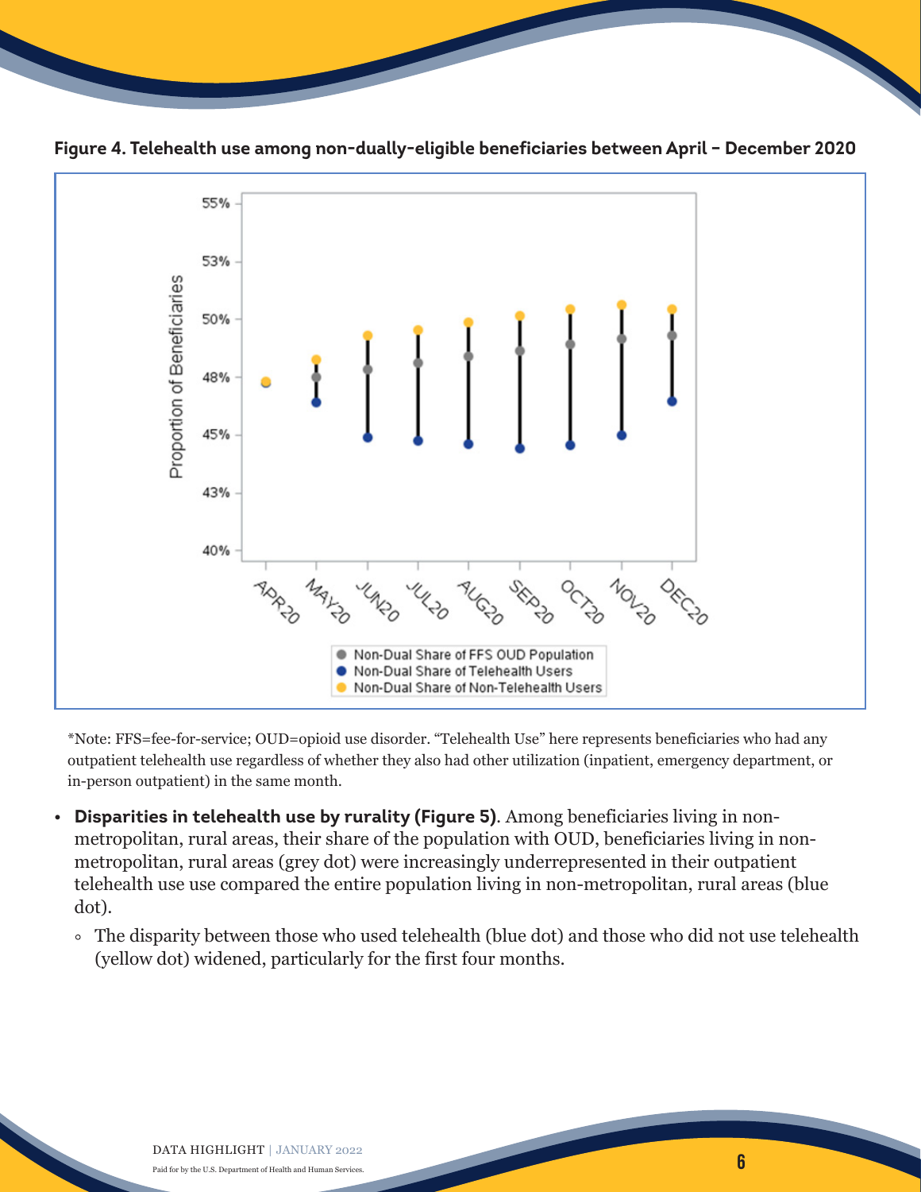**Figure 4. Telehealth use among non-dually-eligible beneficiaries between April – December 2020**

*Note: FFS=fee-for-service; OUD=opioid use disorder. "Telehealth Use" here represents beneficiaries who had any outpatient telehealth use regardless of whether they also had other utilization (inpatient, emergency department, or in-person outpatient) in the same month.

- **Disparities in telehealth use by rurality (Figure 5)**. Among beneficiaries living in non-metropolitan, rural areas, their share of the population with OUD, beneficiaries living in non-metropolitan, rural areas (grey dot) were increasingly underrepresented in their outpatient telehealth use use compared the entire population living in non-metropolitan, rural areas (blue dot).
  - The disparity between those who used telehealth (blue dot) and those who did not use telehealth (yellow dot) widened, particularly for the first four months.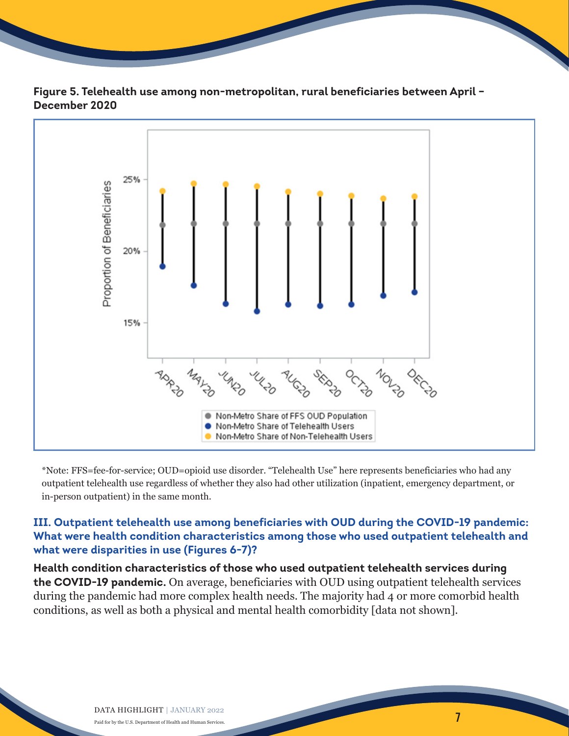**Figure 5. Telehealth use among non-metropolitan, rural beneficiaries between April – December 2020**

*Note: FFS=fee-for-service; OUD=opioid use disorder. "Telehealth Use" here represents beneficiaries who had any outpatient telehealth use regardless of whether they also had other utilization (inpatient, emergency department, or in-person outpatient) in the same month.

### III. Outpatient telehealth use among beneficiaries with OUD during the COVID-19 pandemic: What were health condition characteristics among those who used outpatient telehealth and what were disparities in use (Figures 6-7)?

**Health condition characteristics of those who used outpatient telehealth services during the COVID-19 pandemic.** On average, beneficiaries with OUD using outpatient telehealth services during the pandemic had more complex health needs. The majority had 4 or more comorbid health conditions, as well as both a physical and mental health comorbidity [data not shown].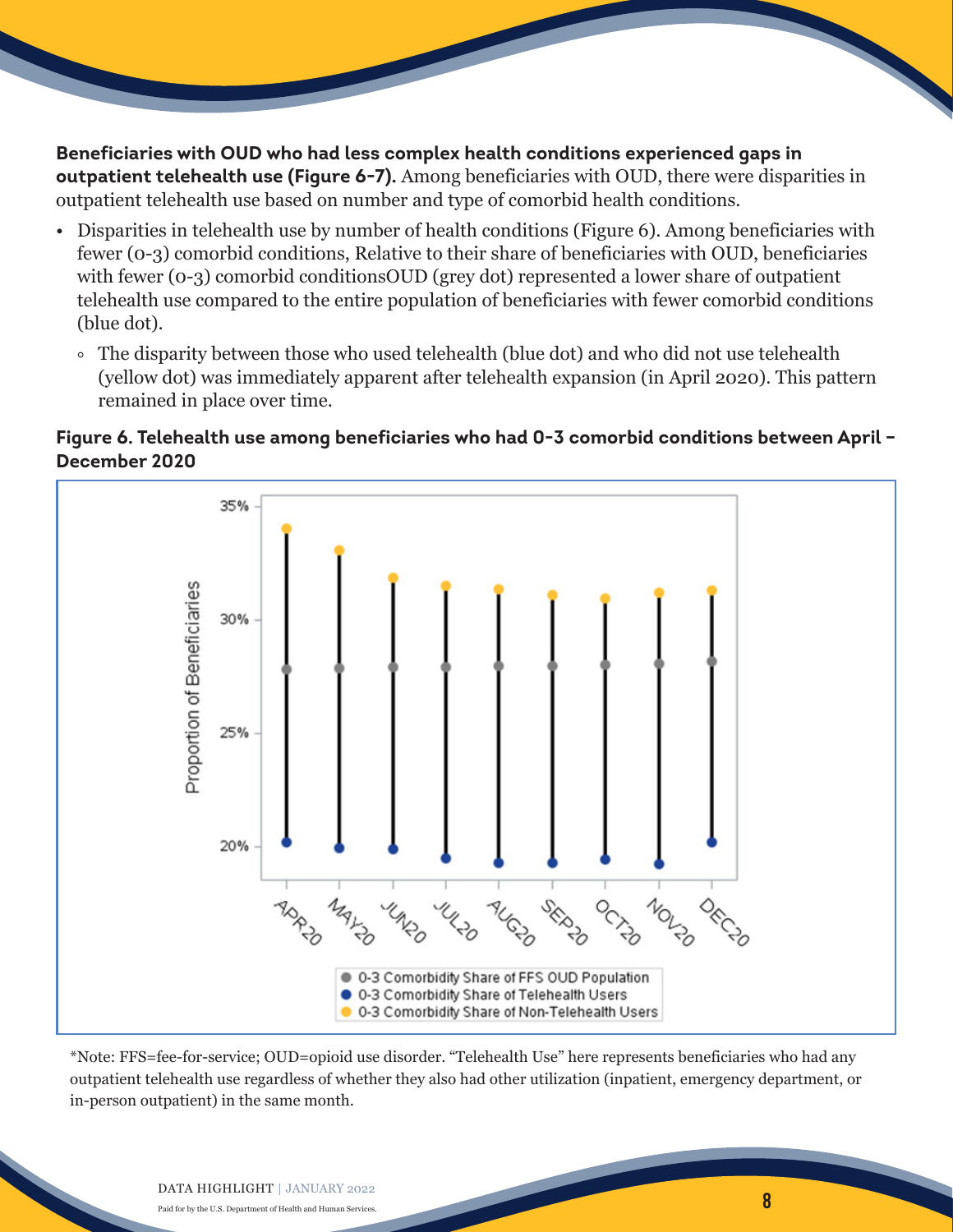**Beneficiaries with OUD who had less complex health conditions experienced gaps in outpatient telehealth use (Figure 6-7).** Among beneficiaries with OUD, there were disparities in outpatient telehealth use based on number and type of comorbid health conditions.

- Disparities in telehealth use by number of health conditions (Figure 6). Among beneficiaries with fewer (0-3) comorbid conditions, Relative to their share of beneficiaries with OUD, beneficiaries with fewer (0-3) comorbid conditionsOUD (grey dot) represented a lower share of outpatient telehealth use compared to the entire population of beneficiaries with fewer comorbid conditions (blue dot).
  - The disparity between those who used telehealth (blue dot) and who did not use telehealth (yellow dot) was immediately apparent after telehealth expansion (in April 2020). This pattern remained in place over time.

**Figure 6. Telehealth use among beneficiaries who had 0-3 comorbid conditions between April – December 2020**

*Note: FFS=fee-for-service; OUD=opioid use disorder. "Telehealth Use" here represents beneficiaries who had any outpatient telehealth use regardless of whether they also had other utilization (inpatient, emergency department, or in-person outpatient) in the same month.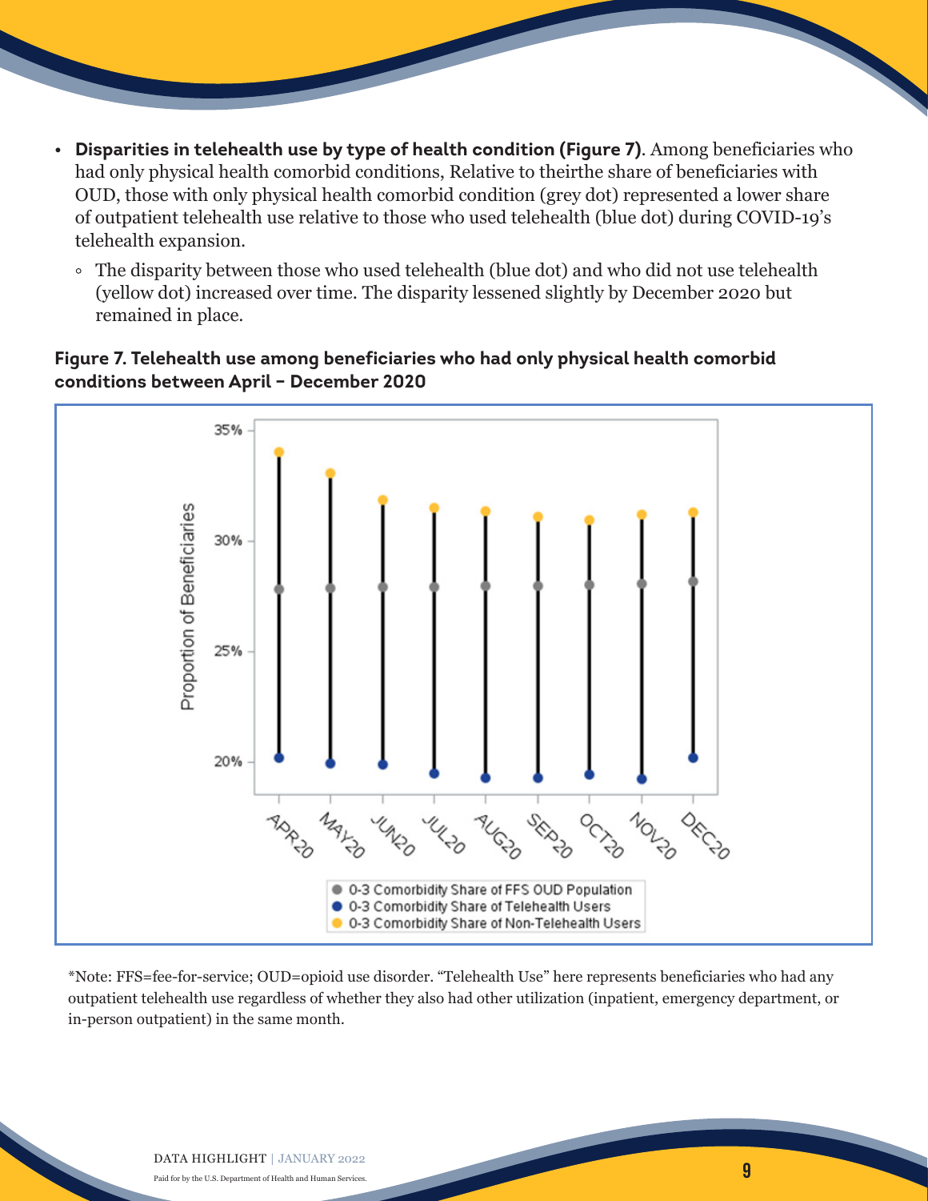- **Disparities in telehealth use by type of health condition (Figure 7)**. Among beneficiaries who had only physical health comorbid conditions, Relative to theirthe share of beneficiaries with OUD, those with only physical health comorbid condition (grey dot) represented a lower share of outpatient telehealth use relative to those who used telehealth (blue dot) during COVID-19's telehealth expansion.
  - The disparity between those who used telehealth (blue dot) and who did not use telehealth (yellow dot) increased over time. The disparity lessened slightly by December 2020 but remained in place.

**Figure 7. Telehealth use among beneficiaries who had only physical health comorbid conditions between April – December 2020**

*Note: FFS=fee-for-service; OUD=opioid use disorder. "Telehealth Use" here represents beneficiaries who had any outpatient telehealth use regardless of whether they also had other utilization (inpatient, emergency department, or in-person outpatient) in the same month.

DATA HIGHLIGHT | JANUARY 2022

Paid for by the U.S. Department of Health and Human Services.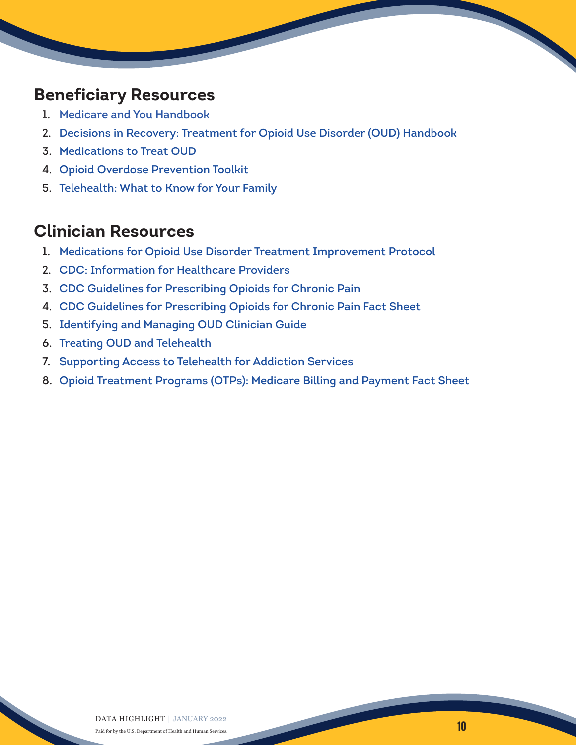## Beneficiary Resources

1. Medicare and You Handbook
2. Decisions in Recovery: Treatment for Opioid Use Disorder (OUD) Handbook
3. Medications to Treat OUD
4. Opioid Overdose Prevention Toolkit
5. Telehealth: What to Know for Your Family

## Clinician Resources

1. Medications for Opioid Use Disorder Treatment Improvement Protocol
2. CDC: Information for Healthcare Providers
3. CDC Guidelines for Prescribing Opioids for Chronic Pain
4. CDC Guidelines for Prescribing Opioids for Chronic Pain Fact Sheet
5. Identifying and Managing OUD Clinician Guide
6. Treating OUD and Telehealth
7. Supporting Access to Telehealth for Addiction Services
8. Opioid Treatment Programs (OTPs): Medicare Billing and Payment Fact Sheet

Paid for by the U.S. Department of Health and Human Services.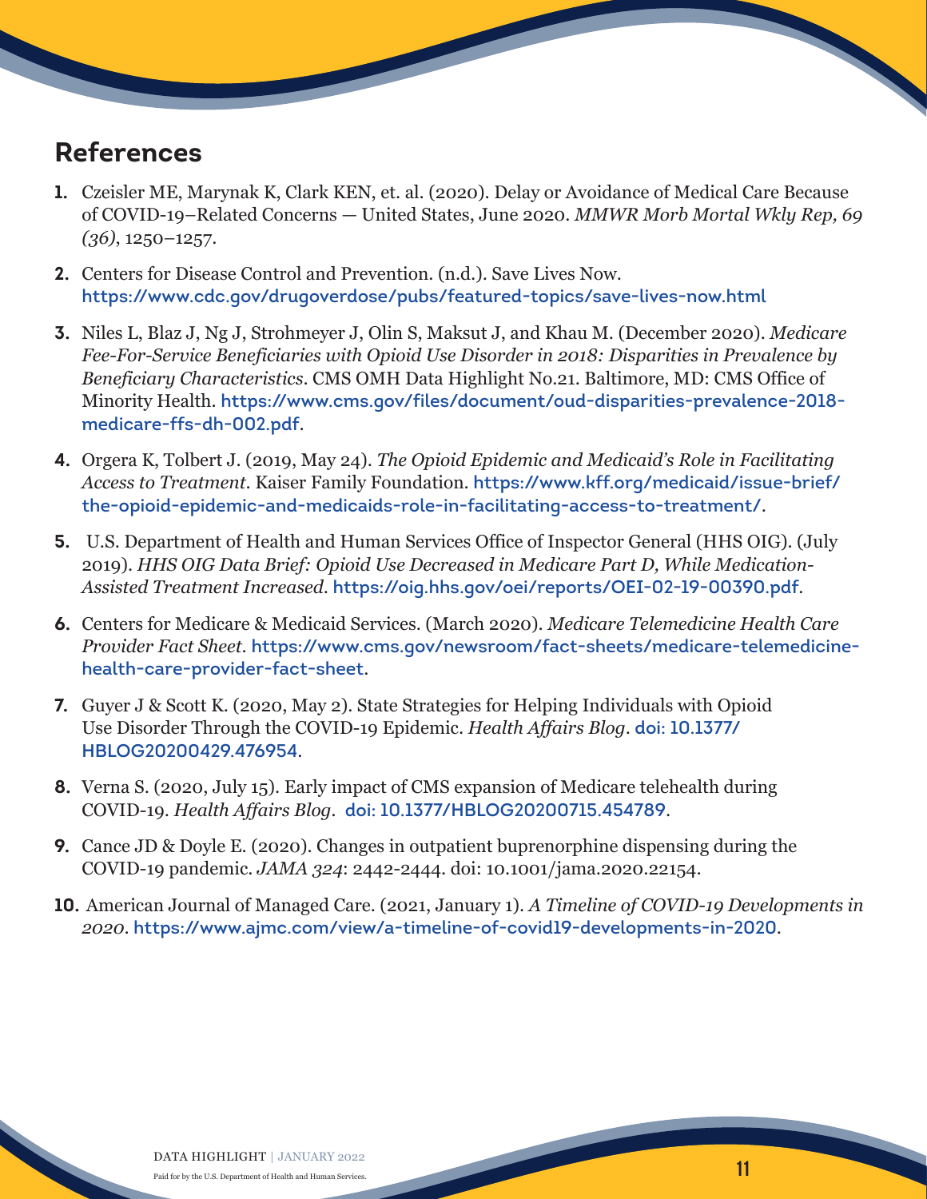## References

1. Czeisler ME, Marynak K, Clark KEN, et. al. (2020). Delay or Avoidance of Medical Care Because of COVID-19–Related Concerns — United States, June 2020. *MMWR Morb Mortal Wkly Rep, 69 (36)*, 1250–1257.

2. Centers for Disease Control and Prevention. (n.d.). Save Lives Now. https://www.cdc.gov/drugoverdose/pubs/featured-topics/save-lives-now.html

3. Niles L, Blaz J, Ng J, Strohmeyer J, Olin S, Maksut J, and Khau M. (December 2020). *Medicare Fee-For-Service Beneficiaries with Opioid Use Disorder in 2018: Disparities in Prevalence by Beneficiary Characteristics*. CMS OMH Data Highlight No.21. Baltimore, MD: CMS Office of Minority Health. https://www.cms.gov/files/document/oud-disparities-prevalence-2018-medicare-ffs-dh-002.pdf.

4. Orgera K, Tolbert J. (2019, May 24). *The Opioid Epidemic and Medicaid's Role in Facilitating Access to Treatment*. Kaiser Family Foundation. https://www.kff.org/medicaid/issue-brief/the-opioid-epidemic-and-medicaids-role-in-facilitating-access-to-treatment/.

5. U.S. Department of Health and Human Services Office of Inspector General (HHS OIG). (July 2019). *HHS OIG Data Brief: Opioid Use Decreased in Medicare Part D, While Medication-Assisted Treatment Increased*. https://oig.hhs.gov/oei/reports/OEI-02-19-00390.pdf.

6. Centers for Medicare & Medicaid Services. (March 2020). *Medicare Telemedicine Health Care Provider Fact Sheet*. https://www.cms.gov/newsroom/fact-sheets/medicare-telemedicine-health-care-provider-fact-sheet.

7. Guyer J & Scott K. (2020, May 2). State Strategies for Helping Individuals with Opioid Use Disorder Through the COVID-19 Epidemic. *Health Affairs Blog*. doi: 10.1377/HBLOG20200429.476954.

8. Verna S. (2020, July 15). Early impact of CMS expansion of Medicare telehealth during COVID-19. *Health Affairs Blog*. doi: 10.1377/HBLOG20200715.454789.

9. Cance JD & Doyle E. (2020). Changes in outpatient buprenorphine dispensing during the COVID-19 pandemic. *JAMA 324*: 2442-2444. doi: 10.1001/jama.2020.22154.

10. American Journal of Managed Care. (2021, January 1). *A Timeline of COVID-19 Developments in 2020*. https://www.ajmc.com/view/a-timeline-of-covid19-developments-in-2020.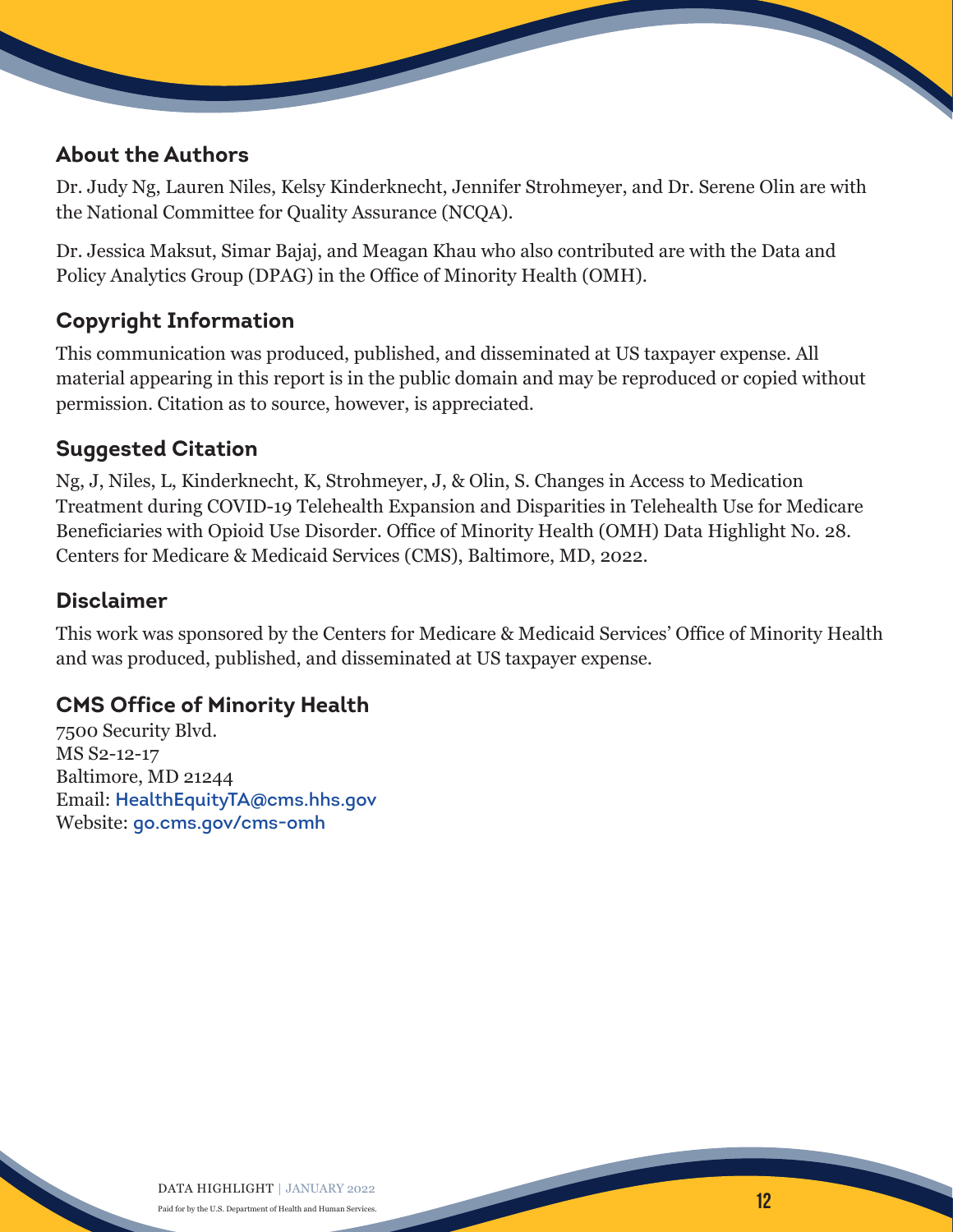## About the Authors

Dr. Judy Ng, Lauren Niles, Kelsy Kinderknecht, Jennifer Strohmeyer, and Dr. Serene Olin are with the National Committee for Quality Assurance (NCQA).

Dr. Jessica Maksut, Simar Bajaj, and Meagan Khau who also contributed are with the Data and Policy Analytics Group (DPAG) in the Office of Minority Health (OMH).

## Copyright Information

This communication was produced, published, and disseminated at US taxpayer expense. All material appearing in this report is in the public domain and may be reproduced or copied without permission. Citation as to source, however, is appreciated.

## Suggested Citation

Ng, J, Niles, L, Kinderknecht, K, Strohmeyer, J, & Olin, S. Changes in Access to Medication Treatment during COVID-19 Telehealth Expansion and Disparities in Telehealth Use for Medicare Beneficiaries with Opioid Use Disorder. Office of Minority Health (OMH) Data Highlight No. 28. Centers for Medicare & Medicaid Services (CMS), Baltimore, MD, 2022.

## Disclaimer

This work was sponsored by the Centers for Medicare & Medicaid Services' Office of Minority Health and was produced, published, and disseminated at US taxpayer expense.

## CMS Office of Minority Health

7500 Security Blvd.
MS S2-12-17
Baltimore, MD 21244
Email: HealthEquityTA@cms.hhs.gov
Website: go.cms.gov/cms-omh

DATA HIGHLIGHT | JANUARY 2022

Paid for by the U.S. Department of Health and Human Services.